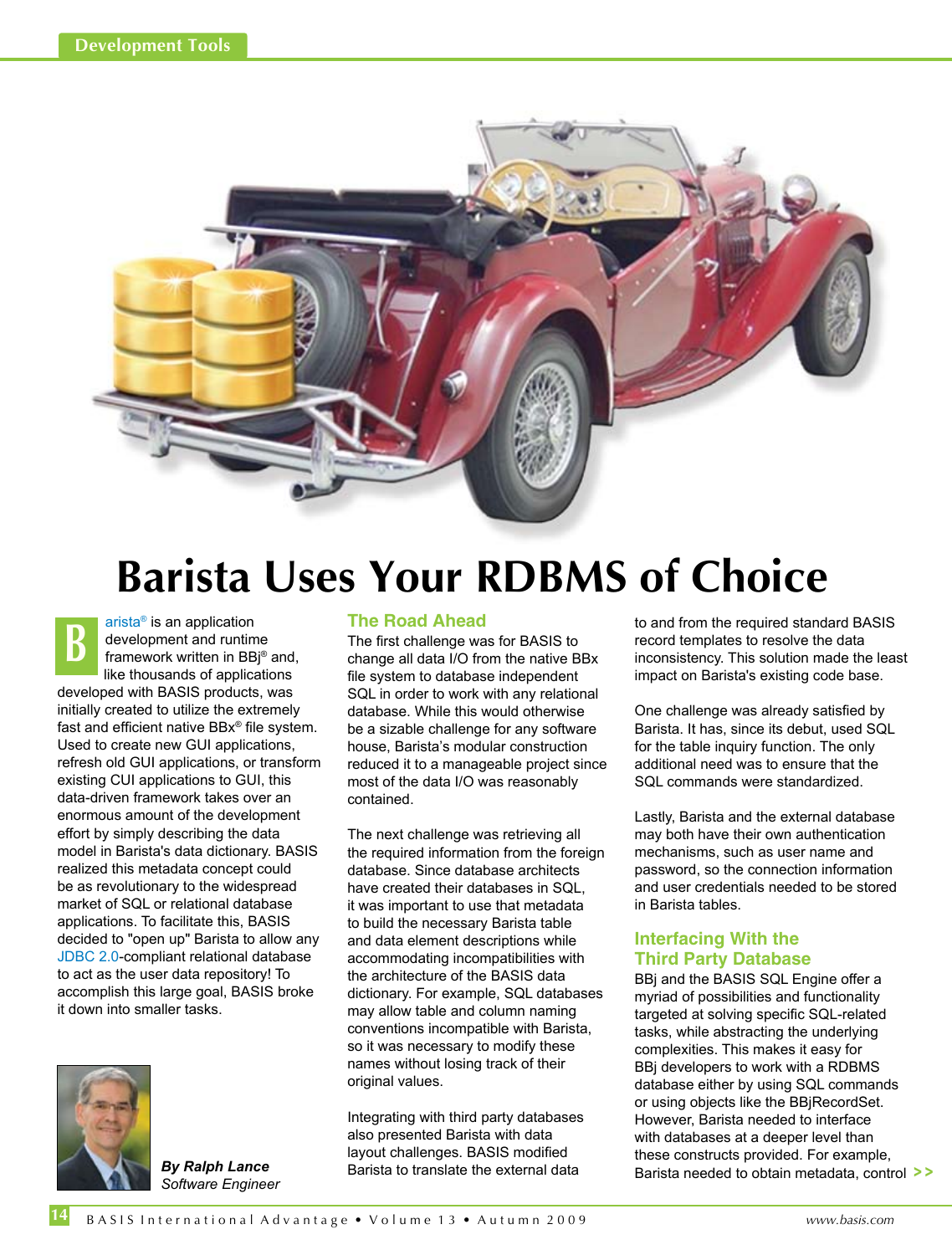# Barista Uses Your RDBMS of Choice

Barista® is an application development and runtime framework written in BBj® and, like thousands of applications developed with BASIS products, was initially created to utilize the extremely fast and efficient native BBx® file system. Used to create new GUI applications, refresh old GUI applications, or transform existing CUI applications to GUI, this data-driven framework takes over an enormous amount of the development effort by simply describing the data model in Barista's data dictionary. BASIS realized this metadata concept could be as revolutionary to the widespread market of SQL or relational database applications. To facilitate this, BASIS decided to "open up" Barista to allow any JDBC 2.0-compliant relational database to act as the user data repository! To accomplish this large goal, BASIS broke it down into smaller tasks.

*By Ralph Lance*
*Software Engineer*

## The Road Ahead

The first challenge was for BASIS to change all data I/O from the native BBx file system to database independent SQL in order to work with any relational database. While this would otherwise be a sizable challenge for any software house, Barista's modular construction reduced it to a manageable project since most of the data I/O was reasonably contained.

The next challenge was retrieving all the required information from the foreign database. Since database architects have created their databases in SQL, it was important to use that metadata to build the necessary Barista table and data element descriptions while accommodating incompatibilities with the architecture of the BASIS data dictionary. For example, SQL databases may allow table and column naming conventions incompatible with Barista, so it was necessary to modify these names without losing track of their original values.

Integrating with third party databases also presented Barista with data layout challenges. BASIS modified Barista to translate the external data to and from the required standard BASIS record templates to resolve the data inconsistency. This solution made the least impact on Barista's existing code base.

One challenge was already satisfied by Barista. It has, since its debut, used SQL for the table inquiry function. The only additional need was to ensure that the SQL commands were standardized.

Lastly, Barista and the external database may both have their own authentication mechanisms, such as user name and password, so the connection information and user credentials needed to be stored in Barista tables.

## Interfacing With the Third Party Database

BBj and the BASIS SQL Engine offer a myriad of possibilities and functionality targeted at solving specific SQL-related tasks, while abstracting the underlying complexities. This makes it easy for BBj developers to work with a RDBMS database either by using SQL commands or using objects like the BBjRecordSet. However, Barista needed to interface with databases at a deeper level than these constructs provided. For example, Barista needed to obtain metadata, control >>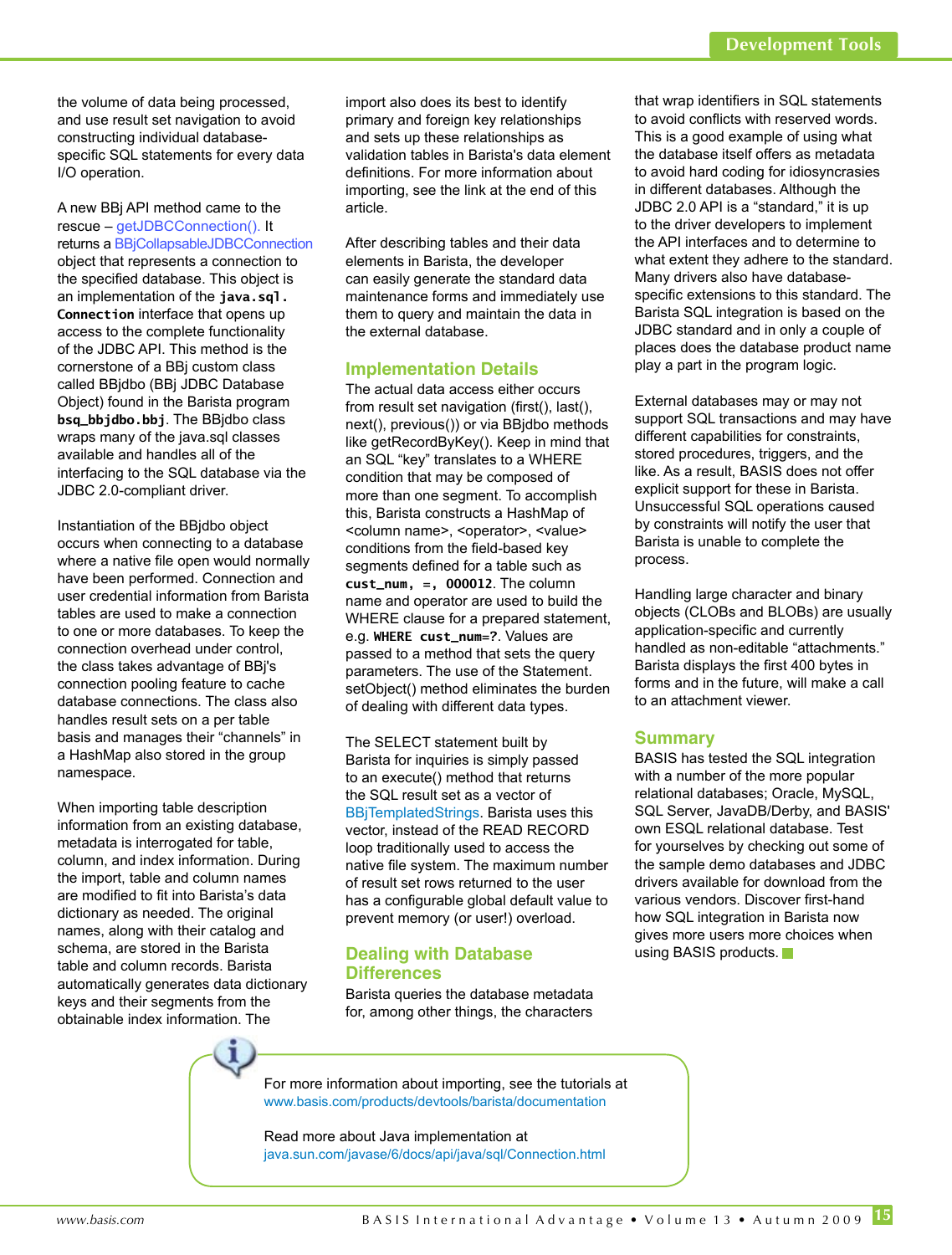the volume of data being processed, and use result set navigation to avoid constructing individual database-specific SQL statements for every data I/O operation.

A new BBj API method came to the rescue – getJDBCConnection(). It returns a BBjCollapsableJDBCConnection object that represents a connection to the specified database. This object is an implementation of the **java.sql.Connection** interface that opens up access to the complete functionality of the JDBC API. This method is the cornerstone of a BBj custom class called BBjdbo (BBj JDBC Database Object) found in the Barista program **bsq_bbjdbo.bbj**. The BBjdbo class wraps many of the java.sql classes available and handles all of the interfacing to the SQL database via the JDBC 2.0-compliant driver.

Instantiation of the BBjdbo object occurs when connecting to a database where a native file open would normally have been performed. Connection and user credential information from Barista tables are used to make a connection to one or more databases. To keep the connection overhead under control, the class takes advantage of BBj's connection pooling feature to cache database connections. The class also handles result sets on a per table basis and manages their "channels" in a HashMap also stored in the group namespace.

When importing table description information from an existing database, metadata is interrogated for table, column, and index information. During the import, table and column names are modified to fit into Barista's data dictionary as needed. The original names, along with their catalog and schema, are stored in the Barista table and column records. Barista automatically generates data dictionary keys and their segments from the obtainable index information. The import also does its best to identify primary and foreign key relationships and sets up these relationships as validation tables in Barista's data element definitions. For more information about importing, see the link at the end of this article.

After describing tables and their data elements in Barista, the developer can easily generate the standard data maintenance forms and immediately use them to query and maintain the data in the external database.

## Implementation Details

The actual data access either occurs from result set navigation (first(), last(), next(), previous()) or via BBjdbo methods like getRecordByKey(). Keep in mind that an SQL "key" translates to a WHERE condition that may be composed of more than one segment. To accomplish this, Barista constructs a HashMap of <column name>, <operator>, <value> conditions from the field-based key segments defined for a table such as **cust_num, =, 000012**. The column name and operator are used to build the WHERE clause for a prepared statement, e.g. **WHERE cust_num=?**. Values are passed to a method that sets the query parameters. The use of the Statement.setObject() method eliminates the burden of dealing with different data types.

The SELECT statement built by Barista for inquiries is simply passed to an execute() method that returns the SQL result set as a vector of BBjTemplatedStrings. Barista uses this vector, instead of the READ RECORD loop traditionally used to access the native file system. The maximum number of result set rows returned to the user has a configurable global default value to prevent memory (or user!) overload.

## Dealing with Database Differences

Barista queries the database metadata for, among other things, the characters that wrap identifiers in SQL statements to avoid conflicts with reserved words. This is a good example of using what the database itself offers as metadata to avoid hard coding for idiosyncrasies in different databases. Although the JDBC 2.0 API is a "standard," it is up to the driver developers to implement the API interfaces and to determine to what extent they adhere to the standard. Many drivers also have database-specific extensions to this standard. The Barista SQL integration is based on the JDBC standard and in only a couple of places does the database product name play a part in the program logic.

External databases may or may not support SQL transactions and may have different capabilities for constraints, stored procedures, triggers, and the like. As a result, BASIS does not offer explicit support for these in Barista. Unsuccessful SQL operations caused by constraints will notify the user that Barista is unable to complete the process.

Handling large character and binary objects (CLOBs and BLOBs) are usually application-specific and currently handled as non-editable "attachments." Barista displays the first 400 bytes in forms and in the future, will make a call to an attachment viewer.

## Summary

BASIS has tested the SQL integration with a number of the more popular relational databases; Oracle, MySQL, SQL Server, JavaDB/Derby, and BASIS' own ESQL relational database. Test for yourselves by checking out some of the sample demo databases and JDBC drivers available for download from the various vendors. Discover first-hand how SQL integration in Barista now gives more users more choices when using BASIS products.

For more information about importing, see the tutorials at
www.basis.com/products/devtools/barista/documentation

Read more about Java implementation at
java.sun.com/javase/6/docs/api/java/sql/Connection.html